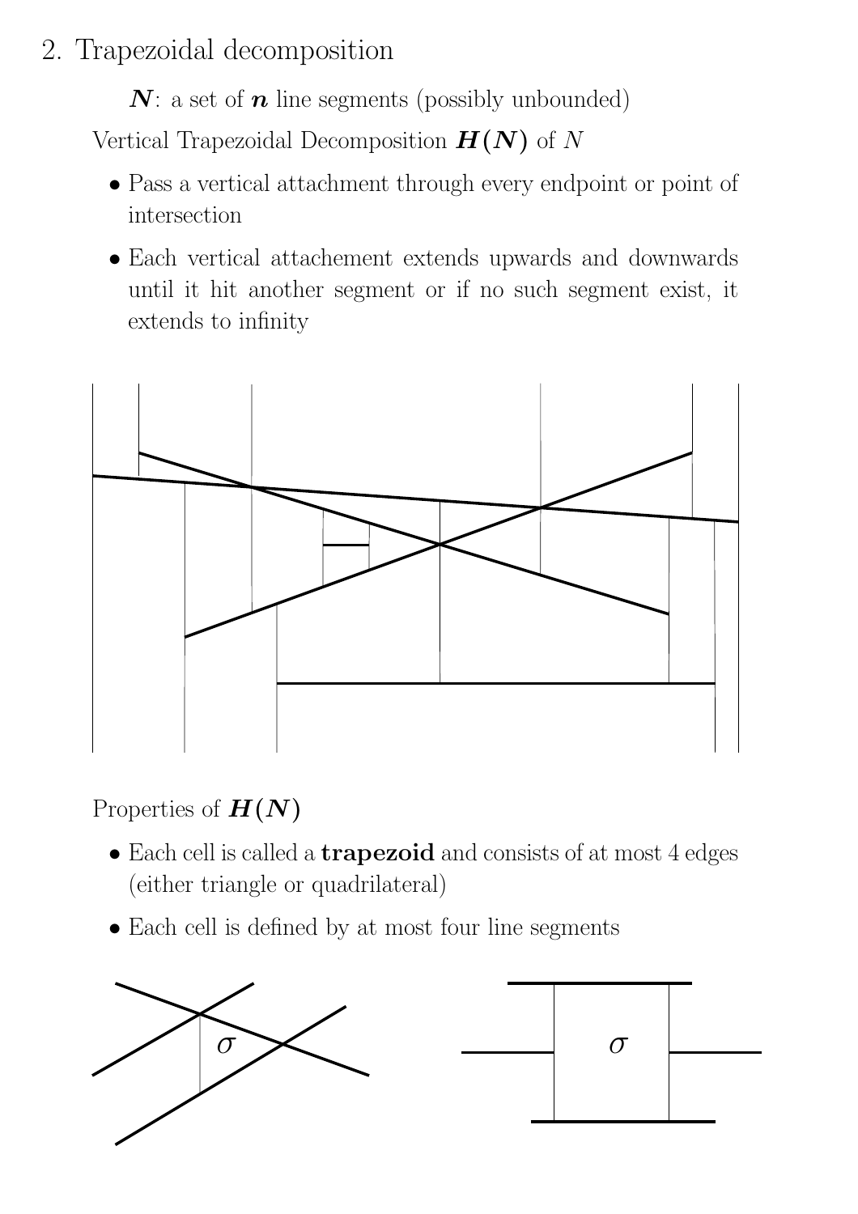## 2. Trapezoidal decomposition

$\boldsymbol{N}$: a set of $\boldsymbol{n}$ line segments (possibly unbounded)

Vertical Trapezoidal Decomposition $\boldsymbol{H(N)}$ of $N$

- Pass a vertical attachment through every endpoint or point of intersection
- Each vertical attachement extends upwards and downwards until it hit another segment or if no such segment exist, it extends to infinity

Properties of $\boldsymbol{H(N)}$

- Each cell is called a **trapezoid** and consists of at most 4 edges (either triangle or quadrilateral)
- Each cell is defined by at most four line segments

$\sigma$ $\sigma$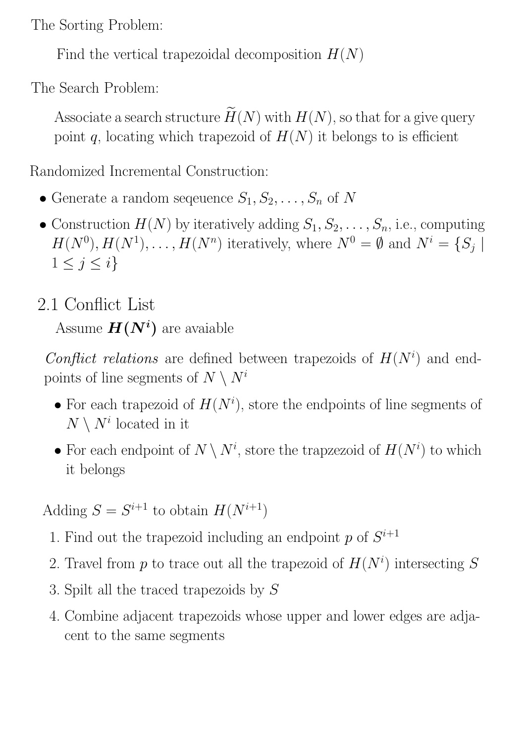The Sorting Problem:

Find the vertical trapezoidal decomposition $H(N)$

The Search Problem:

Associate a search structure $\widetilde{H}(N)$ with $H(N)$, so that for a give query point $q$, locating which trapezoid of $H(N)$ it belongs to is efficient

Randomized Incremental Construction:

- Generate a random seqeuence $S_1, S_2, \ldots, S_n$ of $N$
- Construction $H(N)$ by iteratively adding $S_1, S_2, \ldots, S_n$, i.e., computing $H(N^0), H(N^1), \ldots, H(N^n)$ iteratively, where $N^0 = \emptyset$ and $N^i = \{S_j \mid 1 \leq j \leq i\}$

## 2.1 Conflict List

Assume $\boldsymbol{H(N^i)}$ are avaiable

*Conflict relations* are defined between trapezoids of $H(N^i)$ and endpoints of line segments of $N \setminus N^i$

- For each trapezoid of $H(N^i)$, store the endpoints of line segments of $N \setminus N^i$ located in it
- For each endpoint of $N \setminus N^i$, store the trapzezoid of $H(N^i)$ to which it belongs

Adding $S = S^{i+1}$ to obtain $H(N^{i+1})$

1. Find out the trapezoid including an endpoint $p$ of $S^{i+1}$
2. Travel from $p$ to trace out all the trapezoid of $H(N^i)$ intersecting $S$
3. Spilt all the traced trapezoids by $S$
4. Combine adjacent trapezoids whose upper and lower edges are adjacent to the same segments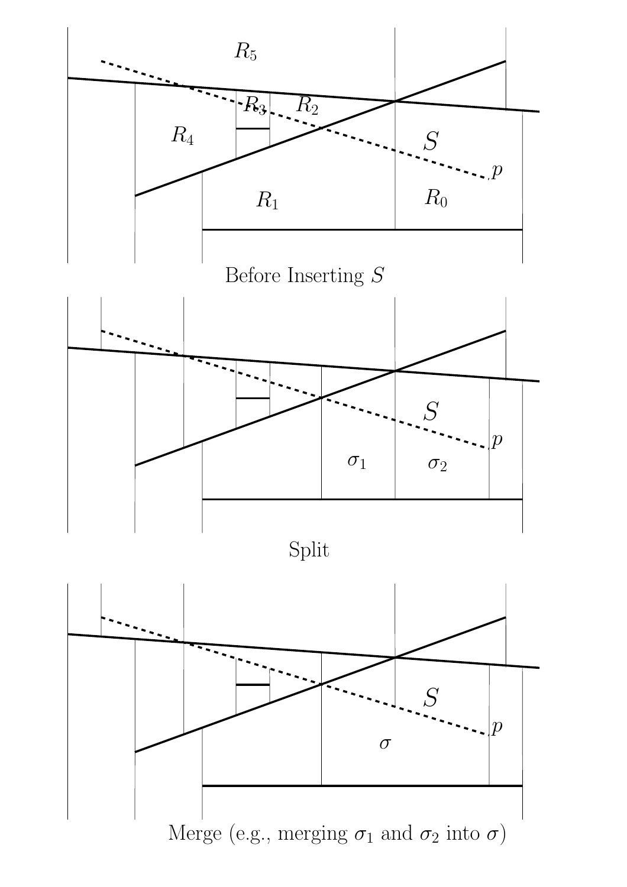Before Inserting $S$

Split

Merge (e.g., merging $\sigma_1$ and $\sigma_2$ into $\sigma$)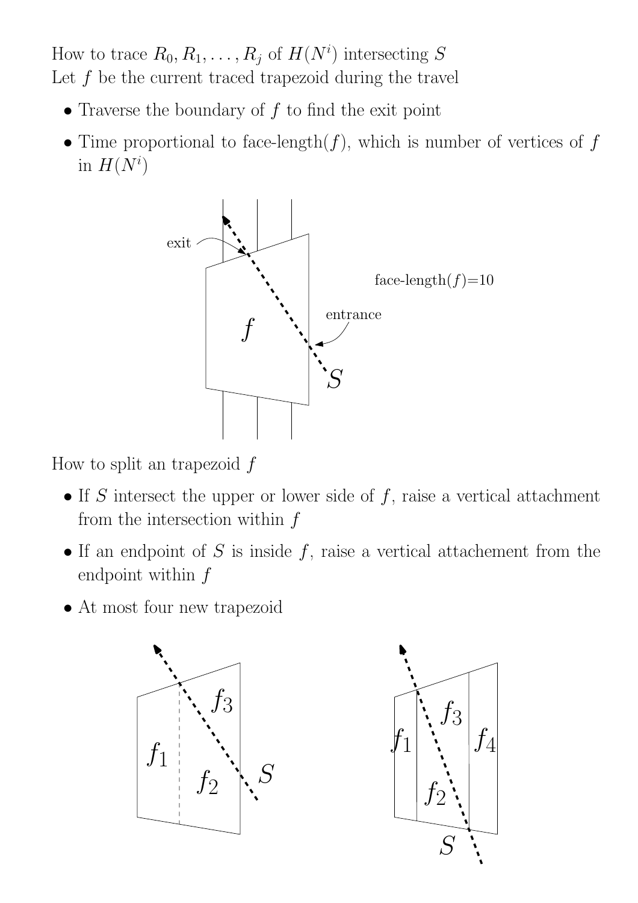How to trace $R_0, R_1, \ldots, R_j$ of $H(N^i)$ intersecting $S$

Let $f$ be the current traced trapezoid during the travel

- Traverse the boundary of $f$ to find the exit point
- Time proportional to face-length($f$), which is number of vertices of $f$ in $H(N^i)$

exit

face-length($f$)=10

entrance

$f$

$S$

How to split an trapezoid $f$

- If $S$ intersect the upper or lower side of $f$, raise a vertical attachment from the intersection within $f$
- If an endpoint of $S$ is inside $f$, raise a vertical attachement from the endpoint within $f$
- At most four new trapezoid

$f_1$ $f_2$ $f_3$ $S$

$f_1$ $f_2$ $f_3$ $f_4$ $S$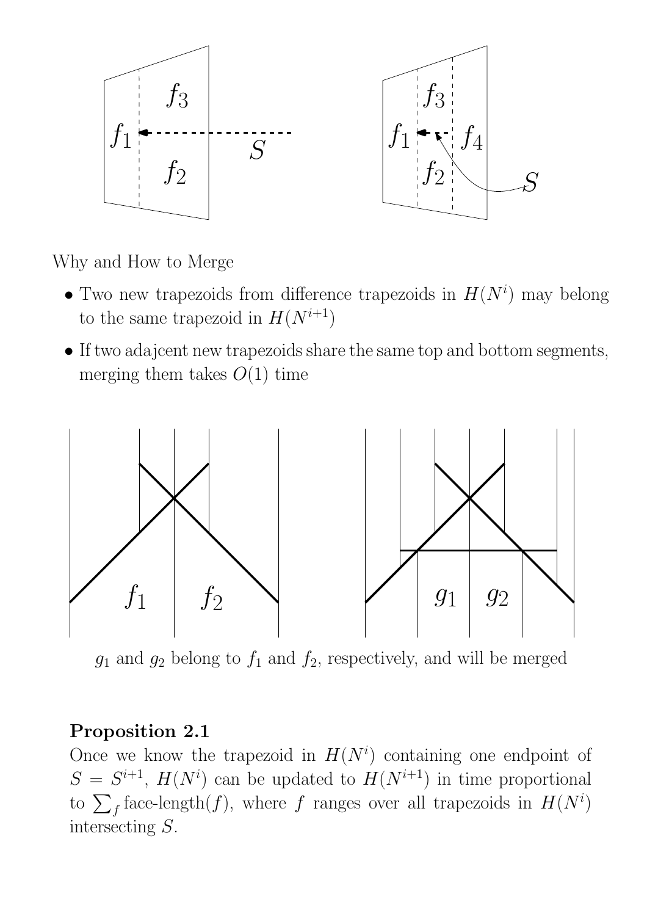Why and How to Merge

- Two new trapezoids from difference trapezoids in $H(N^i)$ may belong to the same trapezoid in $H(N^{i+1})$
- If two adajcent new trapezoids share the same top and bottom segments, merging them takes $O(1)$ time

$g_1$ and $g_2$ belong to $f_1$ and $f_2$, respectively, and will be merged

**Proposition 2.1**
Once we know the trapezoid in $H(N^i)$ containing one endpoint of $S = S^{i+1}$, $H(N^i)$ can be updated to $H(N^{i+1})$ in time proportional to $\sum_f \text{face-length}(f)$, where $f$ ranges over all trapezoids in $H(N^i)$ intersecting $S$.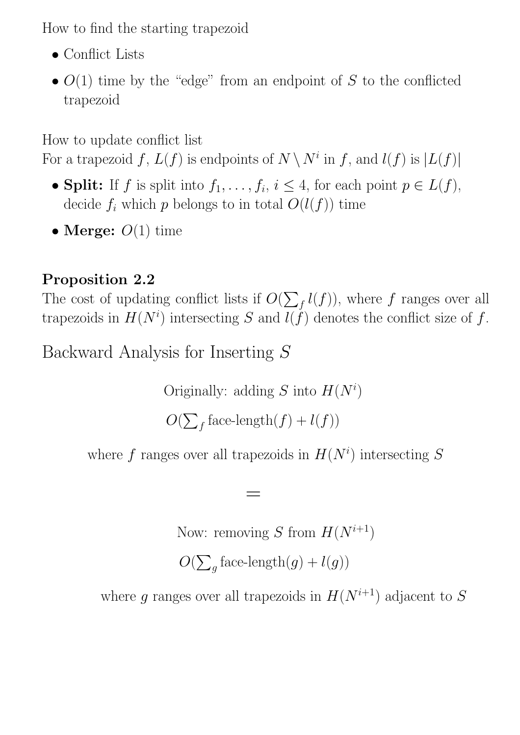How to find the starting trapezoid

- Conflict Lists
- $O(1)$ time by the "edge" from an endpoint of $S$ to the conflicted trapezoid

How to update conflict list
For a trapezoid $f$, $L(f)$ is endpoints of $N \setminus N^i$ in $f$, and $l(f)$ is $|L(f)|$

- **Split:** If $f$ is split into $f_1, \ldots, f_i$, $i \leq 4$, for each point $p \in L(f)$, decide $f_i$ which $p$ belongs to in total $O(l(f))$ time
- **Merge:** $O(1)$ time

**Proposition 2.2**
The cost of updating conflict lists if $O(\sum_f l(f))$, where $f$ ranges over all trapezoids in $H(N^i)$ intersecting $S$ and $l(f)$ denotes the conflict size of $f$.

## Backward Analysis for Inserting $S$

Originally: adding $S$ into $H(N^i)$

$$O(\textstyle\sum_f \text{face-length}(f) + l(f))$$

where $f$ ranges over all trapezoids in $H(N^i)$ intersecting $S$

$$=$$

Now: removing $S$ from $H(N^{i+1})$

$$O(\textstyle\sum_g \text{face-length}(g) + l(g))$$

where $g$ ranges over all trapezoids in $H(N^{i+1})$ adjacent to $S$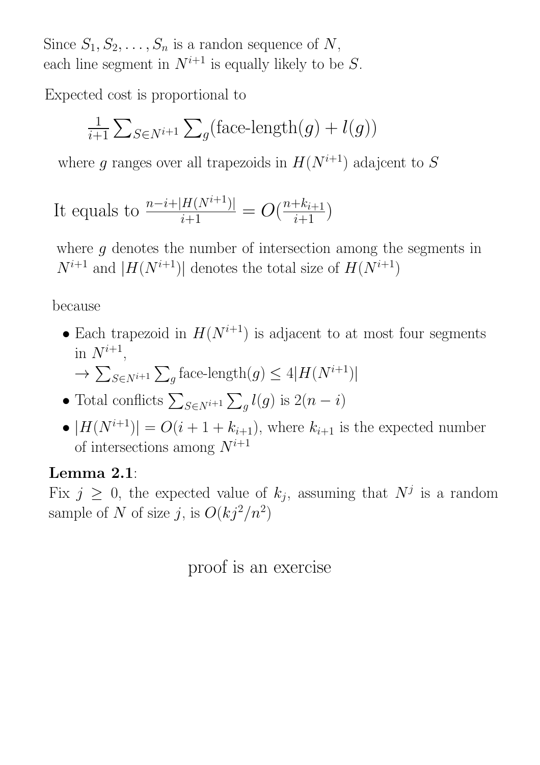Since $S_1, S_2, \ldots, S_n$ is a randon sequence of $N$, each line segment in $N^{i+1}$ is equally likely to be $S$.

Expected cost is proportional to

$$\frac{1}{i+1} \sum_{S \in N^{i+1}} \sum_g (\text{face-length}(g) + l(g))$$

where $g$ ranges over all trapezoids in $H(N^{i+1})$ adajcent to $S$

It equals to $\frac{n-i+|H(N^{i+1})|}{i+1} = O(\frac{n+k_{i+1}}{i+1})$

where $g$ denotes the number of intersection among the segments in $N^{i+1}$ and $|H(N^{i+1})|$ denotes the total size of $H(N^{i+1})$

because

- Each trapezoid in $H(N^{i+1})$ is adjacent to at most four segments in $N^{i+1}$,
  $\rightarrow \sum_{S \in N^{i+1}} \sum_g \text{face-length}(g) \leq 4|H(N^{i+1})|$
- Total conflicts $\sum_{S \in N^{i+1}} \sum_g l(g)$ is $2(n-i)$
- $|H(N^{i+1})| = O(i + 1 + k_{i+1})$, where $k_{i+1}$ is the expected number of intersections among $N^{i+1}$

**Lemma 2.1**:
Fix $j \geq 0$, the expected value of $k_j$, assuming that $N^j$ is a random sample of $N$ of size $j$, is $O(kj^2/n^2)$

proof is an exercise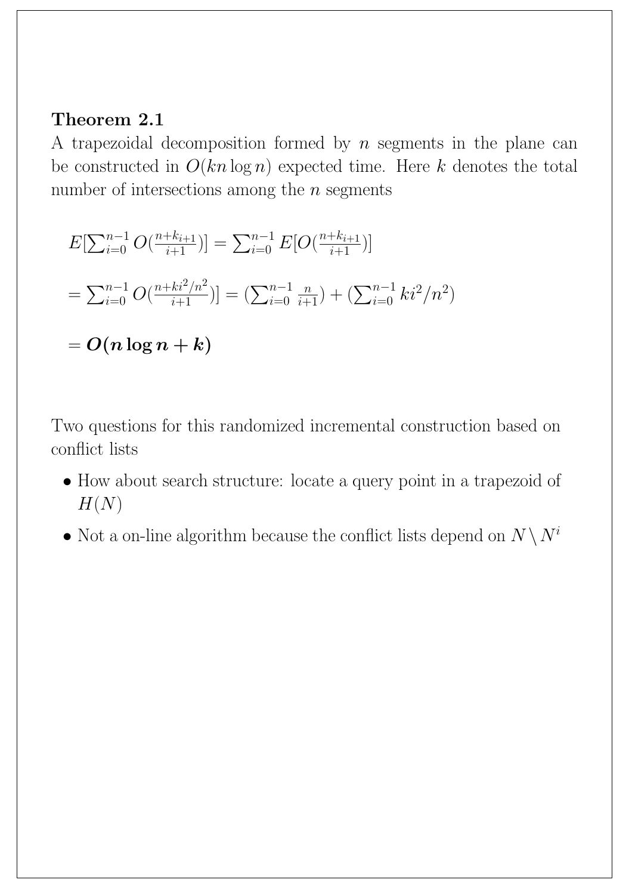**Theorem 2.1**
A trapezoidal decomposition formed by $n$ segments in the plane can be constructed in $O(kn \log n)$ expected time. Here $k$ denotes the total number of intersections among the $n$ segments

$$E[\sum_{i=0}^{n-1} O(\frac{n+k_{i+1}}{i+1})] = \sum_{i=0}^{n-1} E[O(\frac{n+k_{i+1}}{i+1})]$$

$$= \sum_{i=0}^{n-1} O(\frac{n+ki^2/n^2}{i+1})] = (\sum_{i=0}^{n-1} \frac{n}{i+1}) + (\sum_{i=0}^{n-1} ki^2/n^2)$$

$$= \boldsymbol{O(n \log n + k)}$$

Two questions for this randomized incremental construction based on conflict lists

- How about search structure: locate a query point in a trapezoid of $H(N)$
- Not a on-line algorithm because the conflict lists depend on $N \setminus N^i$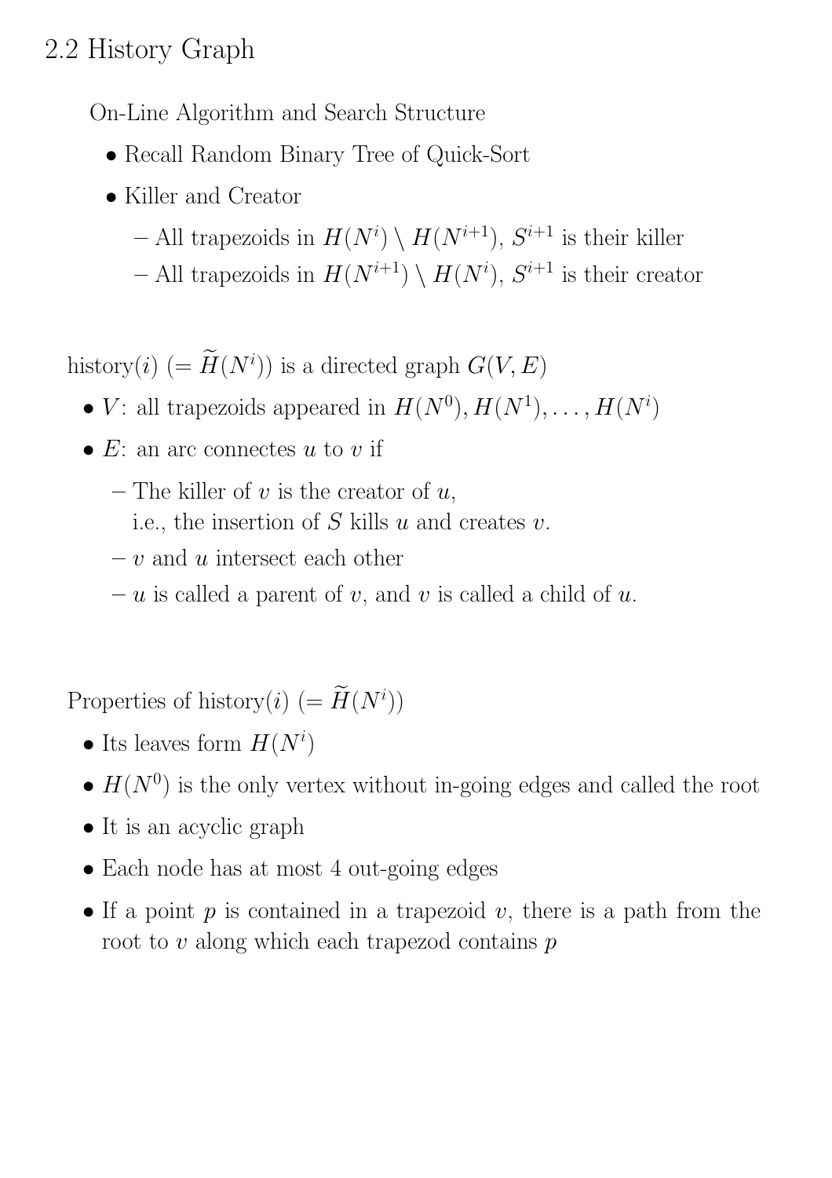## 2.2 History Graph

On-Line Algorithm and Search Structure

- Recall Random Binary Tree of Quick-Sort
- Killer and Creator
  - All trapezoids in $H(N^i) \setminus H(N^{i+1})$, $S^{i+1}$ is their killer
  - All trapezoids in $H(N^{i+1}) \setminus H(N^i)$, $S^{i+1}$ is their creator

history($i$) ($= \widetilde{H}(N^i)$) is a directed graph $G(V, E)$

- $V$: all trapezoids appeared in $H(N^0), H(N^1), \ldots, H(N^i)$
- $E$: an arc connectes $u$ to $v$ if
  - The killer of $v$ is the creator of $u$,
    i.e., the insertion of $S$ kills $u$ and creates $v$.
  - $v$ and $u$ intersect each other
  - $u$ is called a parent of $v$, and $v$ is called a child of $u$.

Properties of history($i$) ($= \widetilde{H}(N^i)$)

- Its leaves form $H(N^i)$
- $H(N^0)$ is the only vertex without in-going edges and called the root
- It is an acyclic graph
- Each node has at most 4 out-going edges
- If a point $p$ is contained in a trapezoid $v$, there is a path from the root to $v$ along which each trapezod contains $p$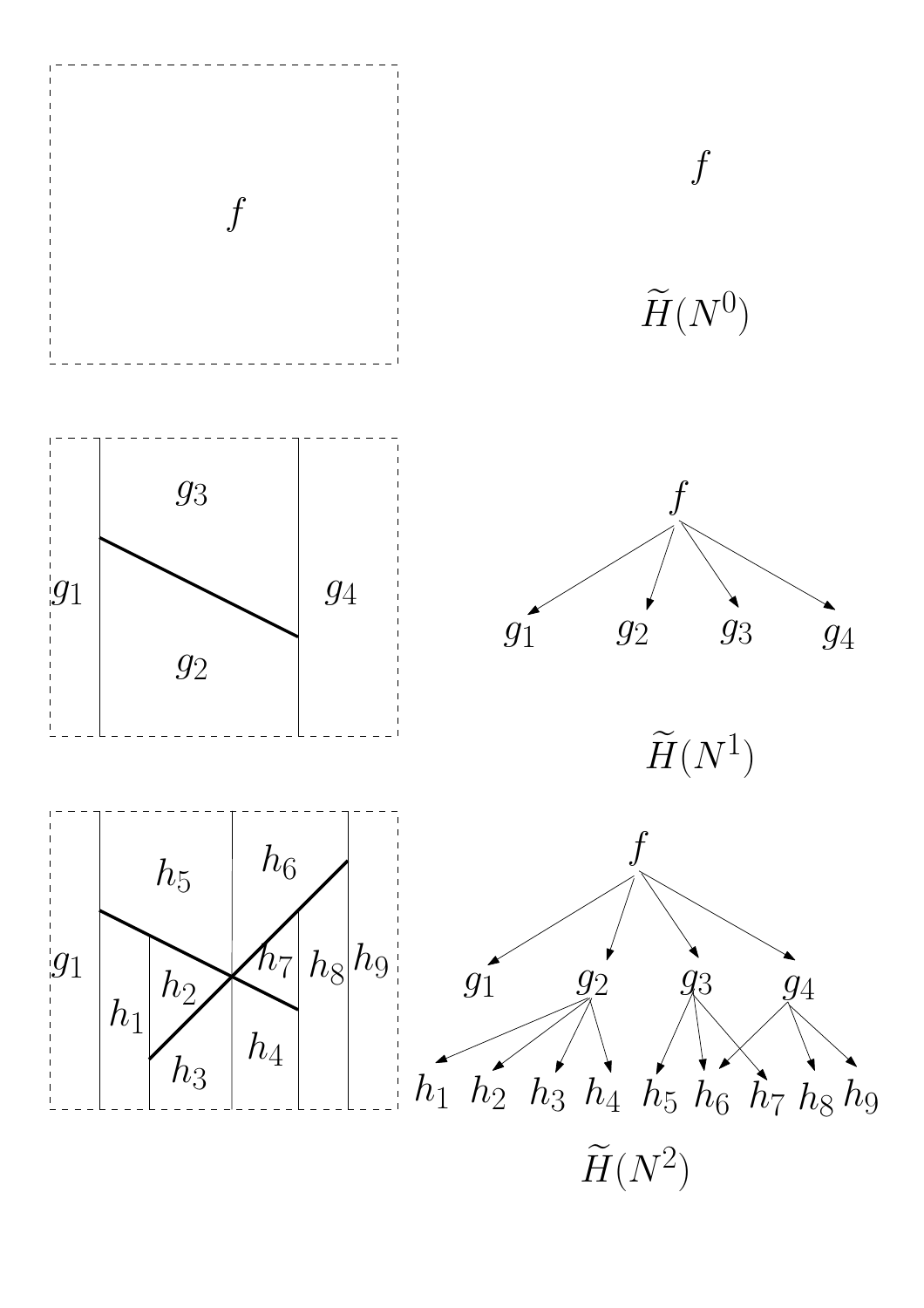$f$

$f$

$\widetilde{H}(N^0)$

$g_3$

$g_1$ $g_4$

$g_2$

$f$

$g_1$ $g_2$ $g_3$ $g_4$

$\widetilde{H}(N^1)$

$h_5$ $h_6$

$g_1$ $h_2$ $h_7$ $h_8$ $h_9$

$h_1$

$h_3$ $h_4$

$f$

$g_1$ $g_2$ $g_3$ $g_4$

$h_1$ $h_2$ $h_3$ $h_4$ $h_5$ $h_6$ $h_7$ $h_8$ $h_9$

$\widetilde{H}(N^2)$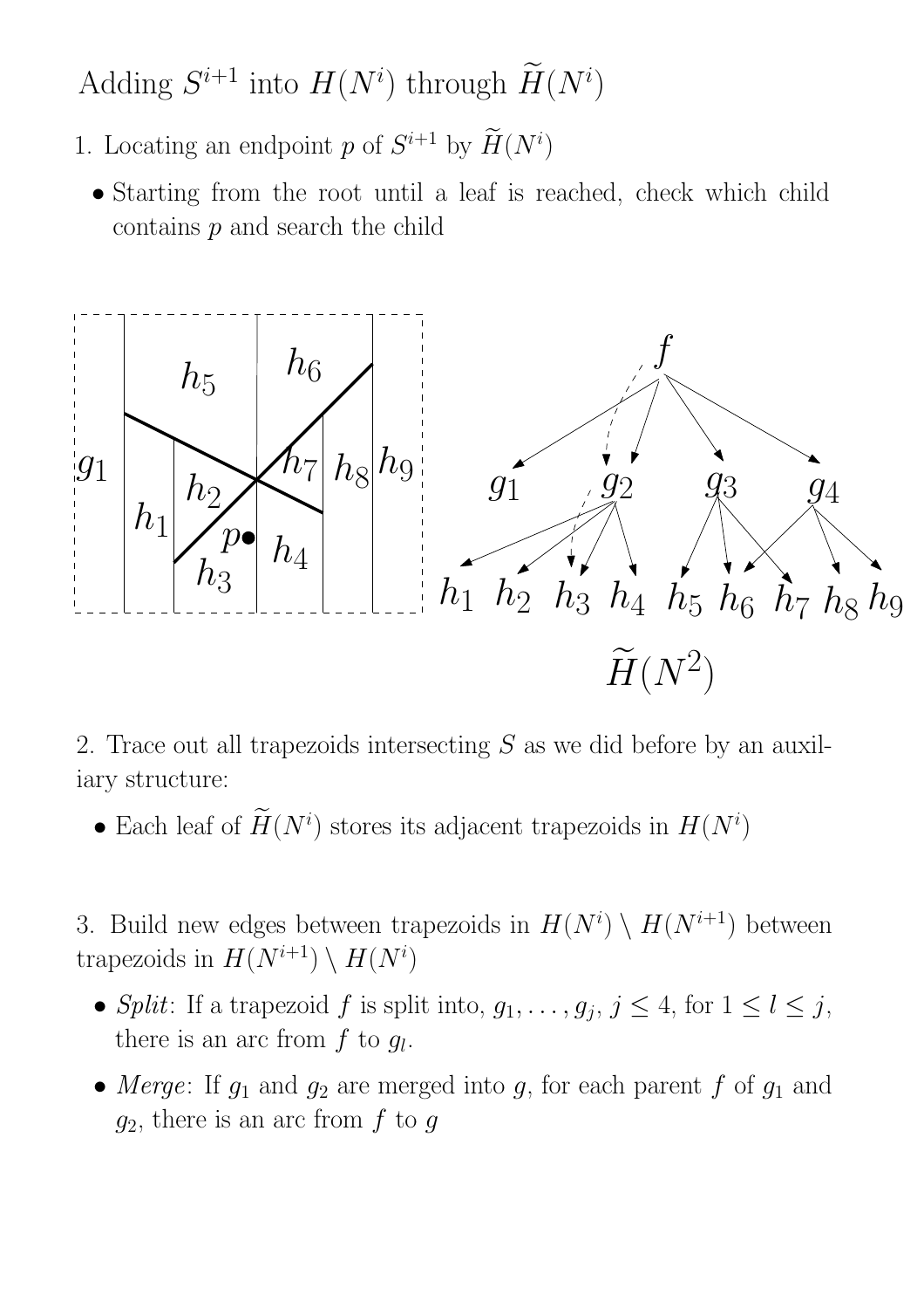# Adding $S^{i+1}$ into $H(N^i)$ through $\widetilde{H}(N^i)$

1. Locating an endpoint $p$ of $S^{i+1}$ by $\widetilde{H}(N^i)$

- Starting from the root until a leaf is reached, check which child contains $p$ and search the child

$\widetilde{H}(N^2)$

2. Trace out all trapezoids intersecting $S$ as we did before by an auxiliary structure:

- Each leaf of $\widetilde{H}(N^i)$ stores its adjacent trapezoids in $H(N^i)$

3. Build new edges between trapezoids in $H(N^i) \setminus H(N^{i+1})$ between trapezoids in $H(N^{i+1}) \setminus H(N^i)$

- *Split*: If a trapezoid $f$ is split into, $g_1, \ldots, g_j$, $j \leq 4$, for $1 \leq l \leq j$, there is an arc from $f$ to $g_l$.
- *Merge*: If $g_1$ and $g_2$ are merged into $g$, for each parent $f$ of $g_1$ and $g_2$, there is an arc from $f$ to $g$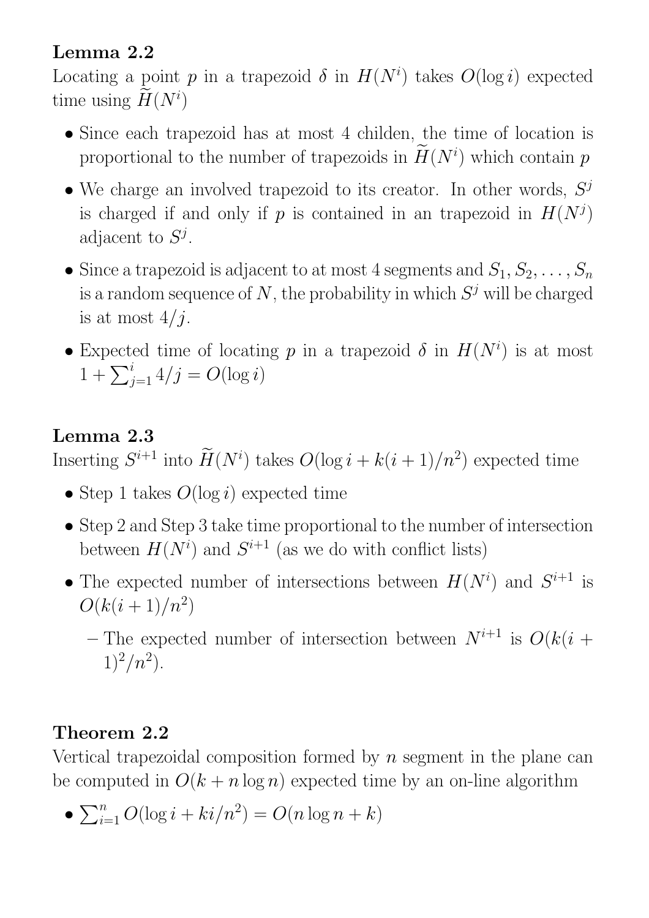**Lemma 2.2**
Locating a point $p$ in a trapezoid $\delta$ in $H(N^i)$ takes $O(\log i)$ expected time using $\widetilde{H}(N^i)$

- Since each trapezoid has at most 4 childen, the time of location is proportional to the number of trapezoids in $\widetilde{H}(N^i)$ which contain $p$
- We charge an involved trapezoid to its creator. In other words, $S^j$ is charged if and only if $p$ is contained in an trapezoid in $H(N^j)$ adjacent to $S^j$.
- Since a trapezoid is adjacent to at most 4 segments and $S_1, S_2, \ldots, S_n$ is a random sequence of $N$, the probability in which $S^j$ will be charged is at most $4/j$.
- Expected time of locating $p$ in a trapezoid $\delta$ in $H(N^i)$ is at most $1 + \sum_{j=1}^{i} 4/j = O(\log i)$

**Lemma 2.3**
Inserting $S^{i+1}$ into $\widetilde{H}(N^i)$ takes $O(\log i + k(i+1)/n^2)$ expected time

- Step 1 takes $O(\log i)$ expected time
- Step 2 and Step 3 take time proportional to the number of intersection between $H(N^i)$ and $S^{i+1}$ (as we do with conflict lists)
- The expected number of intersections between $H(N^i)$ and $S^{i+1}$ is $O(k(i+1)/n^2)$
  - The expected number of intersection between $N^{i+1}$ is $O(k(i+1)^2/n^2)$.

**Theorem 2.2**
Vertical trapezoidal composition formed by $n$ segment in the plane can be computed in $O(k + n \log n)$ expected time by an on-line algorithm

- $\sum_{i=1}^{n} O(\log i + ki/n^2) = O(n \log n + k)$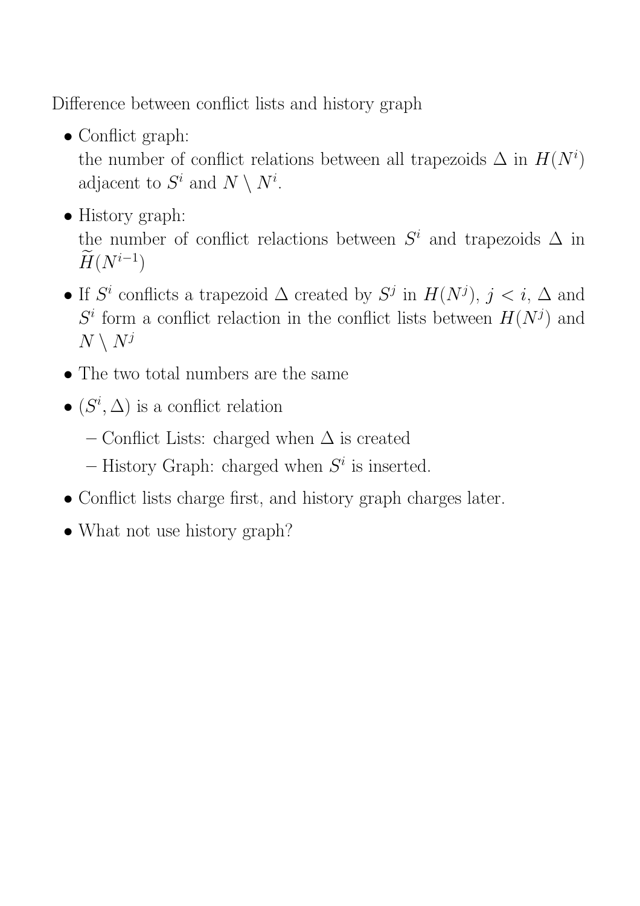Difference between conflict lists and history graph

- Conflict graph:
  the number of conflict relations between all trapezoids $\Delta$ in $H(N^i)$ adjacent to $S^i$ and $N \setminus N^i$.
- History graph:
  the number of conflict relactions between $S^i$ and trapezoids $\Delta$ in $\widetilde{H}(N^{i-1})$
- If $S^i$ conflicts a trapezoid $\Delta$ created by $S^j$ in $H(N^j)$, $j < i$, $\Delta$ and $S^i$ form a conflict relaction in the conflict lists between $H(N^j)$ and $N \setminus N^j$
- The two total numbers are the same
- $(S^i, \Delta)$ is a conflict relation
  - Conflict Lists: charged when $\Delta$ is created
  - History Graph: charged when $S^i$ is inserted.
- Conflict lists charge first, and history graph charges later.
- What not use history graph?